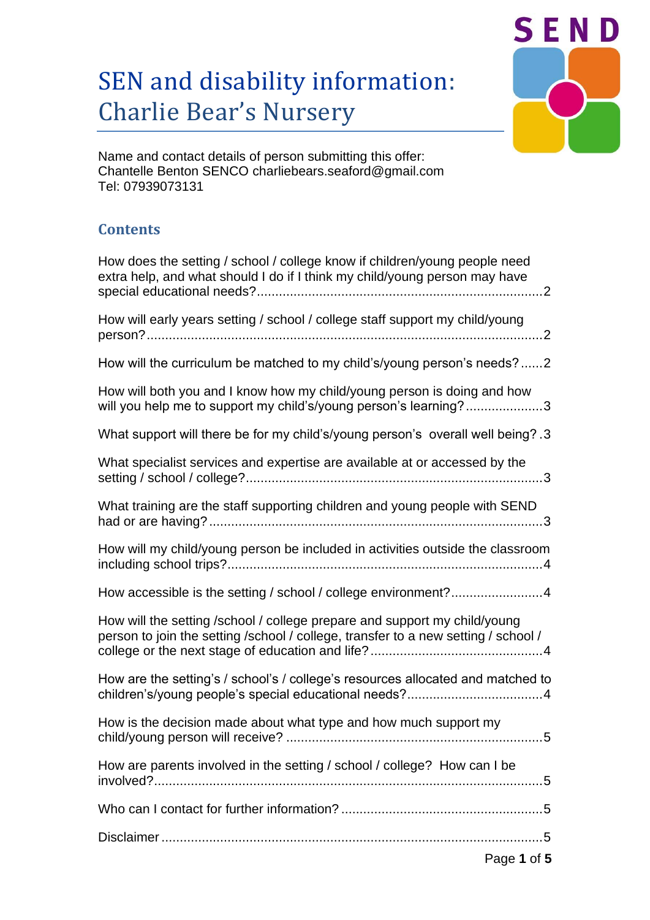# SEN and disability information: Charlie Bear's Nursery

Name and contact details of person submitting this offer:
Chantelle Benton SENCO charliebears.seaford@gmail.com
Tel: 07939073131

## Contents

How does the setting / school / college know if children/young people need extra help, and what should I do if I think my child/young person may have special educational needs? ........ 2

How will early years setting / school / college staff support my child/young person? ........ 2

How will the curriculum be matched to my child's/young person's needs? ...... 2

How will both you and I know how my child/young person is doing and how will you help me to support my child's/young person's learning? ........ 3

What support will there be for my child's/young person's overall well being? . 3

What specialist services and expertise are available at or accessed by the setting / school / college? ........ 3

What training are the staff supporting children and young people with SEND had or are having? ........ 3

How will my child/young person be included in activities outside the classroom including school trips? ........ 4

How accessible is the setting / school / college environment? ........ 4

How will the setting /school / college prepare and support my child/young person to join the setting /school / college, transfer to a new setting / school / college or the next stage of education and life? ........ 4

How are the setting's / school's / college's resources allocated and matched to children's/young people's special educational needs? ........ 4

How is the decision made about what type and how much support my child/young person will receive? ........ 5

How are parents involved in the setting / school / college? How can I be involved? ........ 5

Who can I contact for further information? ........ 5

Disclaimer ........ 5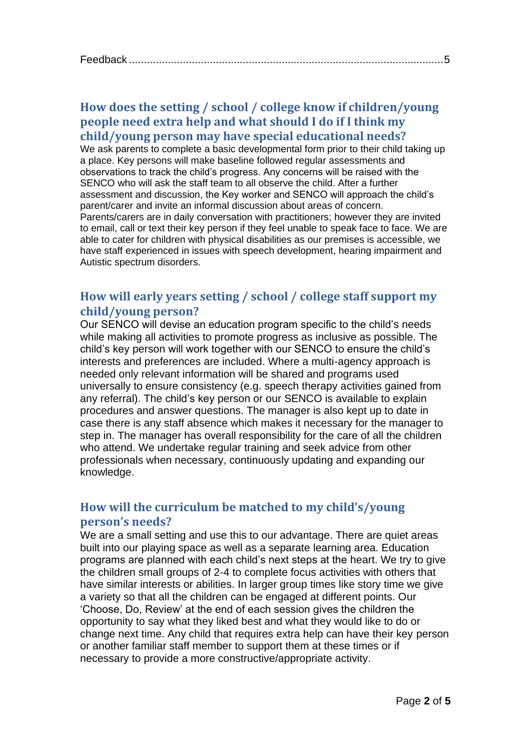Feedback ........................................................................................................5

## How does the setting / school / college know if children/young people need extra help and what should I do if I think my child/young person may have special educational needs?

We ask parents to complete a basic developmental form prior to their child taking up a place. Key persons will make baseline followed regular assessments and observations to track the child's progress. Any concerns will be raised with the SENCO who will ask the staff team to all observe the child. After a further assessment and discussion, the Key worker and SENCO will approach the child's parent/carer and invite an informal discussion about areas of concern. Parents/carers are in daily conversation with practitioners; however they are invited to email, call or text their key person if they feel unable to speak face to face. We are able to cater for children with physical disabilities as our premises is accessible, we have staff experienced in issues with speech development, hearing impairment and Autistic spectrum disorders.

## How will early years setting / school / college staff support my child/young person?

Our SENCO will devise an education program specific to the child's needs while making all activities to promote progress as inclusive as possible. The child's key person will work together with our SENCO to ensure the child's interests and preferences are included. Where a multi-agency approach is needed only relevant information will be shared and programs used universally to ensure consistency (e.g. speech therapy activities gained from any referral). The child's key person or our SENCO is available to explain procedures and answer questions. The manager is also kept up to date in case there is any staff absence which makes it necessary for the manager to step in. The manager has overall responsibility for the care of all the children who attend. We undertake regular training and seek advice from other professionals when necessary, continuously updating and expanding our knowledge.

## How will the curriculum be matched to my child's/young person's needs?

We are a small setting and use this to our advantage. There are quiet areas built into our playing space as well as a separate learning area. Education programs are planned with each child's next steps at the heart. We try to give the children small groups of 2-4 to complete focus activities with others that have similar interests or abilities. In larger group times like story time we give a variety so that all the children can be engaged at different points. Our 'Choose, Do, Review' at the end of each session gives the children the opportunity to say what they liked best and what they would like to do or change next time. Any child that requires extra help can have their key person or another familiar staff member to support them at these times or if necessary to provide a more constructive/appropriate activity.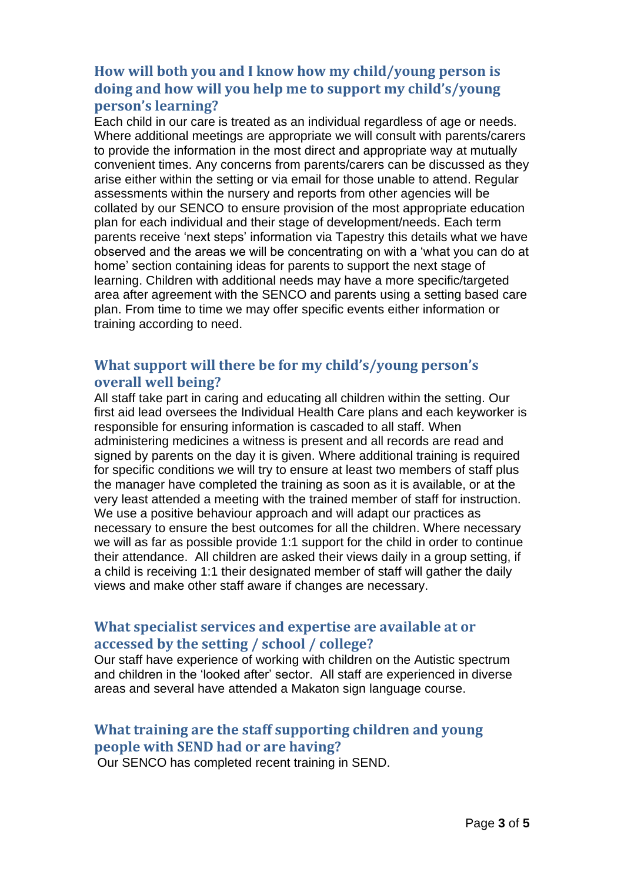## How will both you and I know how my child/young person is doing and how will you help me to support my child's/young person's learning?

Each child in our care is treated as an individual regardless of age or needs. Where additional meetings are appropriate we will consult with parents/carers to provide the information in the most direct and appropriate way at mutually convenient times. Any concerns from parents/carers can be discussed as they arise either within the setting or via email for those unable to attend. Regular assessments within the nursery and reports from other agencies will be collated by our SENCO to ensure provision of the most appropriate education plan for each individual and their stage of development/needs. Each term parents receive 'next steps' information via Tapestry this details what we have observed and the areas we will be concentrating on with a 'what you can do at home' section containing ideas for parents to support the next stage of learning. Children with additional needs may have a more specific/targeted area after agreement with the SENCO and parents using a setting based care plan. From time to time we may offer specific events either information or training according to need.

## What support will there be for my child's/young person's overall well being?

All staff take part in caring and educating all children within the setting. Our first aid lead oversees the Individual Health Care plans and each keyworker is responsible for ensuring information is cascaded to all staff. When administering medicines a witness is present and all records are read and signed by parents on the day it is given. Where additional training is required for specific conditions we will try to ensure at least two members of staff plus the manager have completed the training as soon as it is available, or at the very least attended a meeting with the trained member of staff for instruction. We use a positive behaviour approach and will adapt our practices as necessary to ensure the best outcomes for all the children. Where necessary we will as far as possible provide 1:1 support for the child in order to continue their attendance. All children are asked their views daily in a group setting, if a child is receiving 1:1 their designated member of staff will gather the daily views and make other staff aware if changes are necessary.

## What specialist services and expertise are available at or accessed by the setting / school / college?

Our staff have experience of working with children on the Autistic spectrum and children in the 'looked after' sector. All staff are experienced in diverse areas and several have attended a Makaton sign language course.

## What training are the staff supporting children and young people with SEND had or are having?

Our SENCO has completed recent training in SEND.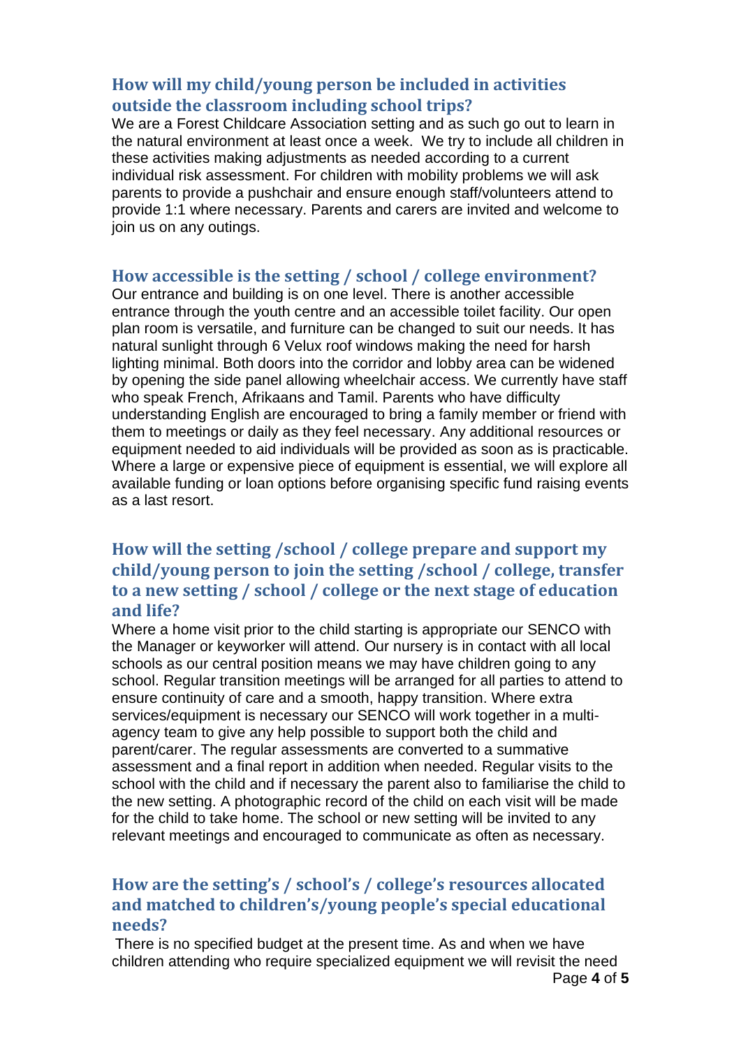## How will my child/young person be included in activities outside the classroom including school trips?

We are a Forest Childcare Association setting and as such go out to learn in the natural environment at least once a week. We try to include all children in these activities making adjustments as needed according to a current individual risk assessment. For children with mobility problems we will ask parents to provide a pushchair and ensure enough staff/volunteers attend to provide 1:1 where necessary. Parents and carers are invited and welcome to join us on any outings.

## How accessible is the setting / school / college environment?

Our entrance and building is on one level. There is another accessible entrance through the youth centre and an accessible toilet facility. Our open plan room is versatile, and furniture can be changed to suit our needs. It has natural sunlight through 6 Velux roof windows making the need for harsh lighting minimal. Both doors into the corridor and lobby area can be widened by opening the side panel allowing wheelchair access. We currently have staff who speak French, Afrikaans and Tamil. Parents who have difficulty understanding English are encouraged to bring a family member or friend with them to meetings or daily as they feel necessary. Any additional resources or equipment needed to aid individuals will be provided as soon as is practicable. Where a large or expensive piece of equipment is essential, we will explore all available funding or loan options before organising specific fund raising events as a last resort.

## How will the setting /school / college prepare and support my child/young person to join the setting /school / college, transfer to a new setting / school / college or the next stage of education and life?

Where a home visit prior to the child starting is appropriate our SENCO with the Manager or keyworker will attend. Our nursery is in contact with all local schools as our central position means we may have children going to any school. Regular transition meetings will be arranged for all parties to attend to ensure continuity of care and a smooth, happy transition. Where extra services/equipment is necessary our SENCO will work together in a multi-agency team to give any help possible to support both the child and parent/carer. The regular assessments are converted to a summative assessment and a final report in addition when needed. Regular visits to the school with the child and if necessary the parent also to familiarise the child to the new setting. A photographic record of the child on each visit will be made for the child to take home. The school or new setting will be invited to any relevant meetings and encouraged to communicate as often as necessary.

## How are the setting's / school's / college's resources allocated and matched to children's/young people's special educational needs?

There is no specified budget at the present time. As and when we have children attending who require specialized equipment we will revisit the need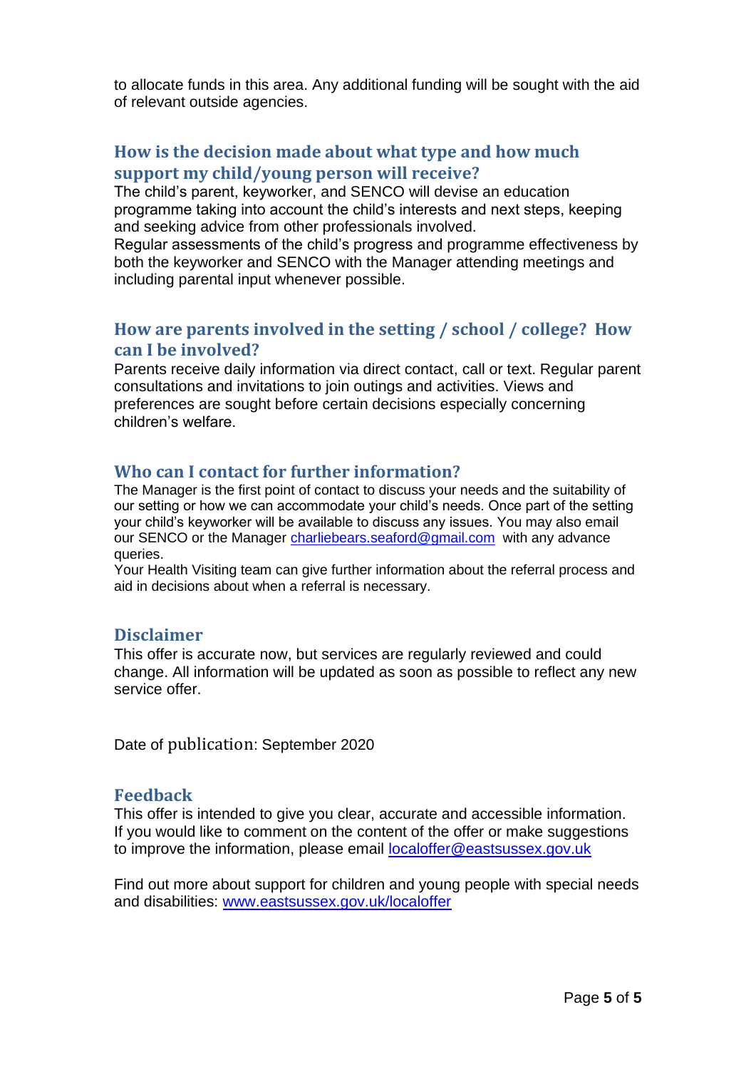to allocate funds in this area. Any additional funding will be sought with the aid of relevant outside agencies.

## How is the decision made about what type and how much support my child/young person will receive?

The child's parent, keyworker, and SENCO will devise an education programme taking into account the child's interests and next steps, keeping and seeking advice from other professionals involved.
Regular assessments of the child's progress and programme effectiveness by both the keyworker and SENCO with the Manager attending meetings and including parental input whenever possible.

## How are parents involved in the setting / school / college? How can I be involved?

Parents receive daily information via direct contact, call or text. Regular parent consultations and invitations to join outings and activities. Views and preferences are sought before certain decisions especially concerning children's welfare.

## Who can I contact for further information?

The Manager is the first point of contact to discuss your needs and the suitability of our setting or how we can accommodate your child's needs. Once part of the setting your child's keyworker will be available to discuss any issues. You may also email our SENCO or the Manager charliebears.seaford@gmail.com with any advance queries.
Your Health Visiting team can give further information about the referral process and aid in decisions about when a referral is necessary.

## Disclaimer

This offer is accurate now, but services are regularly reviewed and could change. All information will be updated as soon as possible to reflect any new service offer.

Date of publication: September 2020

## Feedback

This offer is intended to give you clear, accurate and accessible information. If you would like to comment on the content of the offer or make suggestions to improve the information, please email localoffer@eastsussex.gov.uk

Find out more about support for children and young people with special needs and disabilities: www.eastsussex.gov.uk/localoffer